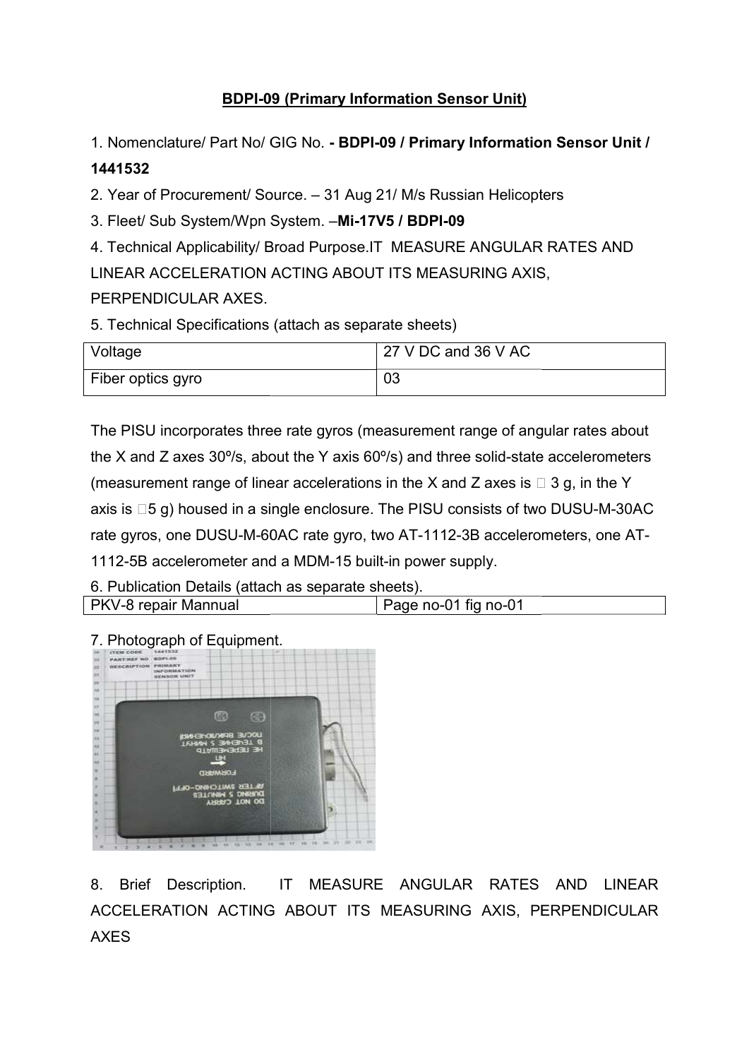**BDPI-09 (Primary Information Sensor Unit)**

1. Nomenclature/ Part No/ GIG No. **- BDPI-09 / Primary Information Sensor Unit / 1441532**
2. Year of Procurement/ Source. – 31 Aug 21/ M/s Russian Helicopters
3. Fleet/ Sub System/Wpn System. –**Mi-17V5 / BDPI-09**
4. Technical Applicability/ Broad Purpose.IT MEASURE ANGULAR RATES AND LINEAR ACCELERATION ACTING ABOUT ITS MEASURING AXIS, PERPENDICULAR AXES.
5. Technical Specifications (attach as separate sheets)

| Voltage | 27 V DC and 36 V AC |
|---|---|
| Fiber optics gyro | 03 |

The PISU incorporates three rate gyros (measurement range of angular rates about the X and Z axes 30º/s, about the Y axis 60º/s) and three solid-state accelerometers (measurement range of linear accelerations in the X and Z axes is ± 3 g, in the Y axis is ±5 g) housed in a single enclosure. The PISU consists of two DUSU-M-30AC rate gyros, one DUSU-M-60AC rate gyro, two AT-1112-3B accelerometers, one AT-1112-5B accelerometer and a MDM-15 built-in power supply.

6. Publication Details (attach as separate sheets).

| PKV-8 repair Mannual | Page no-01 fig no-01 |
|---|---|

7. Photograph of Equipment.

8. Brief Description. IT MEASURE ANGULAR RATES AND LINEAR ACCELERATION ACTING ABOUT ITS MEASURING AXIS, PERPENDICULAR AXES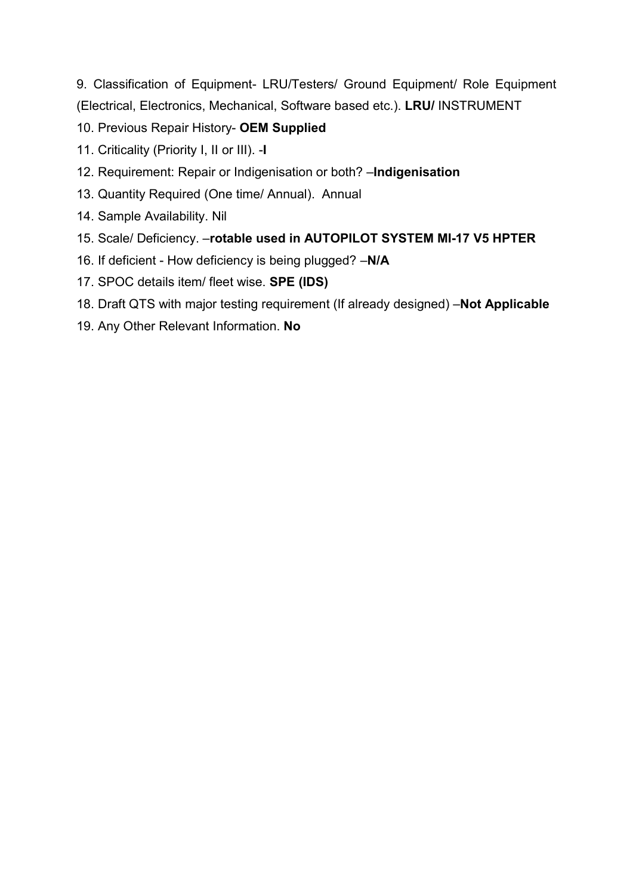9. Classification of Equipment- LRU/Testers/ Ground Equipment/ Role Equipment (Electrical, Electronics, Mechanical, Software based etc.). **LRU/** INSTRUMENT

10. Previous Repair History- **OEM Supplied**

11. Criticality (Priority I, II or III). -**I**

12. Requirement: Repair or Indigenisation or both? –**Indigenisation**

13. Quantity Required (One time/ Annual). Annual

14. Sample Availability. Nil

15. Scale/ Deficiency. –**rotable used in AUTOPILOT SYSTEM MI-17 V5 HPTER**

16. If deficient - How deficiency is being plugged? –**N/A**

17. SPOC details item/ fleet wise. **SPE (IDS)**

18. Draft QTS with major testing requirement (If already designed) –**Not Applicable**

19. Any Other Relevant Information. **No**